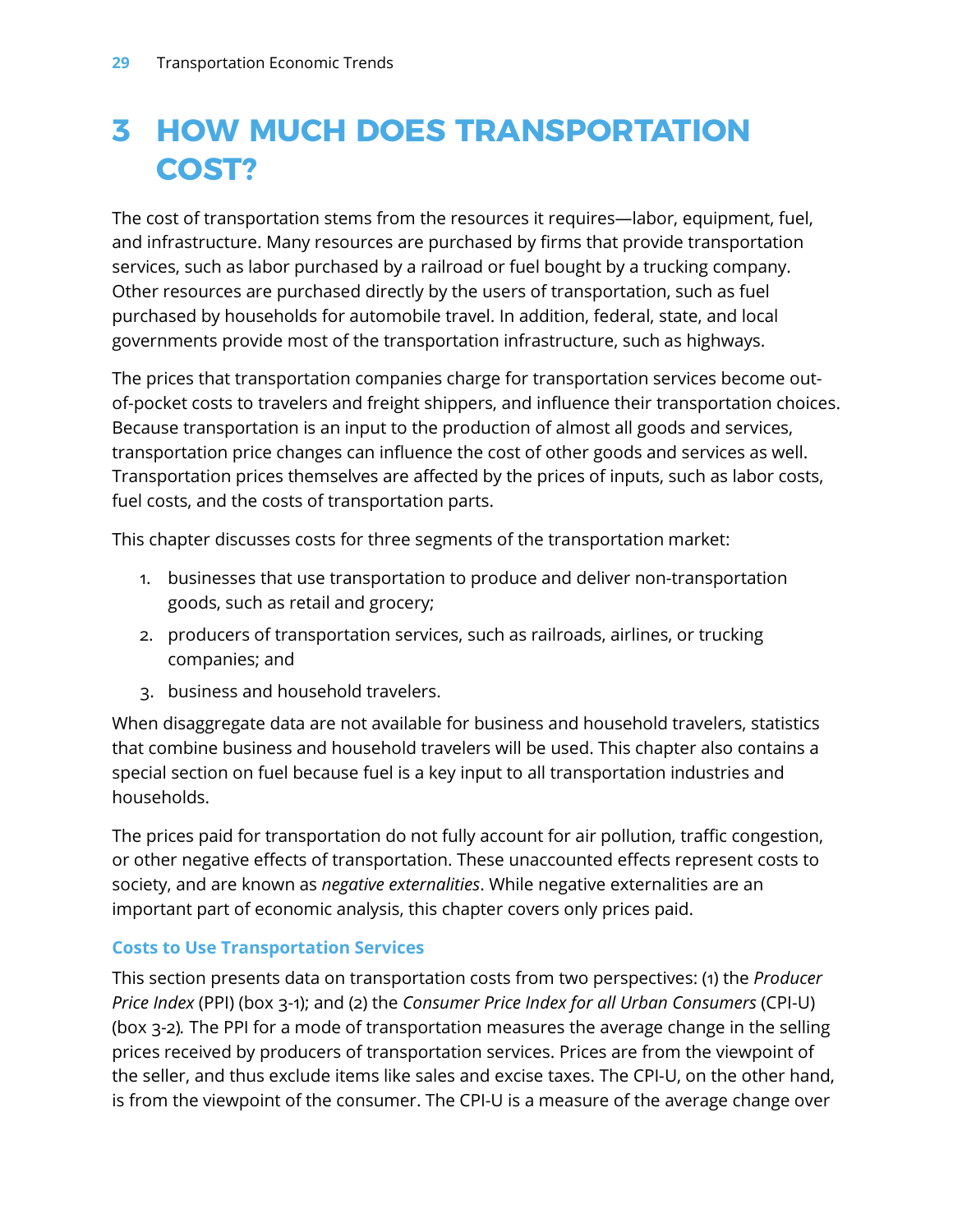# 3 HOW MUCH DOES TRANSPORTATION COST?

The cost of transportation stems from the resources it requires—labor, equipment, fuel, and infrastructure. Many resources are purchased by firms that provide transportation services, such as labor purchased by a railroad or fuel bought by a trucking company. Other resources are purchased directly by the users of transportation, such as fuel purchased by households for automobile travel. In addition, federal, state, and local governments provide most of the transportation infrastructure, such as highways.

The prices that transportation companies charge for transportation services become out-of-pocket costs to travelers and freight shippers, and influence their transportation choices. Because transportation is an input to the production of almost all goods and services, transportation price changes can influence the cost of other goods and services as well. Transportation prices themselves are affected by the prices of inputs, such as labor costs, fuel costs, and the costs of transportation parts.

This chapter discusses costs for three segments of the transportation market:

1. businesses that use transportation to produce and deliver non-transportation goods, such as retail and grocery;
2. producers of transportation services, such as railroads, airlines, or trucking companies; and
3. business and household travelers.

When disaggregate data are not available for business and household travelers, statistics that combine business and household travelers will be used. This chapter also contains a special section on fuel because fuel is a key input to all transportation industries and households.

The prices paid for transportation do not fully account for air pollution, traffic congestion, or other negative effects of transportation. These unaccounted effects represent costs to society, and are known as *negative externalities*. While negative externalities are an important part of economic analysis, this chapter covers only prices paid.

### Costs to Use Transportation Services

This section presents data on transportation costs from two perspectives: (1) the *Producer Price Index* (PPI) (box 3-1); and (2) the *Consumer Price Index for all Urban Consumers* (CPI-U) (box 3-2). The PPI for a mode of transportation measures the average change in the selling prices received by producers of transportation services. Prices are from the viewpoint of the seller, and thus exclude items like sales and excise taxes. The CPI-U, on the other hand, is from the viewpoint of the consumer. The CPI-U is a measure of the average change over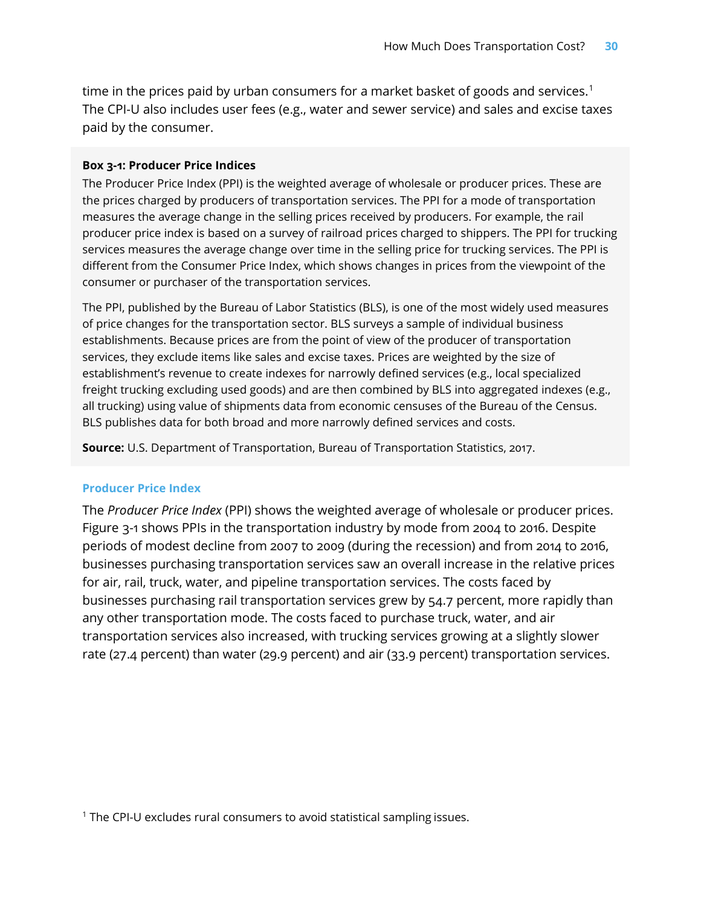time in the prices paid by urban consumers for a market basket of goods and services.[1] The CPI-U also includes user fees (e.g., water and sewer service) and sales and excise taxes paid by the consumer.

**Box 3-1: Producer Price Indices**

The Producer Price Index (PPI) is the weighted average of wholesale or producer prices. These are the prices charged by producers of transportation services. The PPI for a mode of transportation measures the average change in the selling prices received by producers. For example, the rail producer price index is based on a survey of railroad prices charged to shippers. The PPI for trucking services measures the average change over time in the selling price for trucking services. The PPI is different from the Consumer Price Index, which shows changes in prices from the viewpoint of the consumer or purchaser of the transportation services.

The PPI, published by the Bureau of Labor Statistics (BLS), is one of the most widely used measures of price changes for the transportation sector. BLS surveys a sample of individual business establishments. Because prices are from the point of view of the producer of transportation services, they exclude items like sales and excise taxes. Prices are weighted by the size of establishment's revenue to create indexes for narrowly defined services (e.g., local specialized freight trucking excluding used goods) and are then combined by BLS into aggregated indexes (e.g., all trucking) using value of shipments data from economic censuses of the Bureau of the Census. BLS publishes data for both broad and more narrowly defined services and costs.

**Source:** U.S. Department of Transportation, Bureau of Transportation Statistics, 2017.

### Producer Price Index

The *Producer Price Index* (PPI) shows the weighted average of wholesale or producer prices. Figure 3-1 shows PPIs in the transportation industry by mode from 2004 to 2016. Despite periods of modest decline from 2007 to 2009 (during the recession) and from 2014 to 2016, businesses purchasing transportation services saw an overall increase in the relative prices for air, rail, truck, water, and pipeline transportation services. The costs faced by businesses purchasing rail transportation services grew by 54.7 percent, more rapidly than any other transportation mode. The costs faced to purchase truck, water, and air transportation services also increased, with trucking services growing at a slightly slower rate (27.4 percent) than water (29.9 percent) and air (33.9 percent) transportation services.

[1] The CPI-U excludes rural consumers to avoid statistical sampling issues.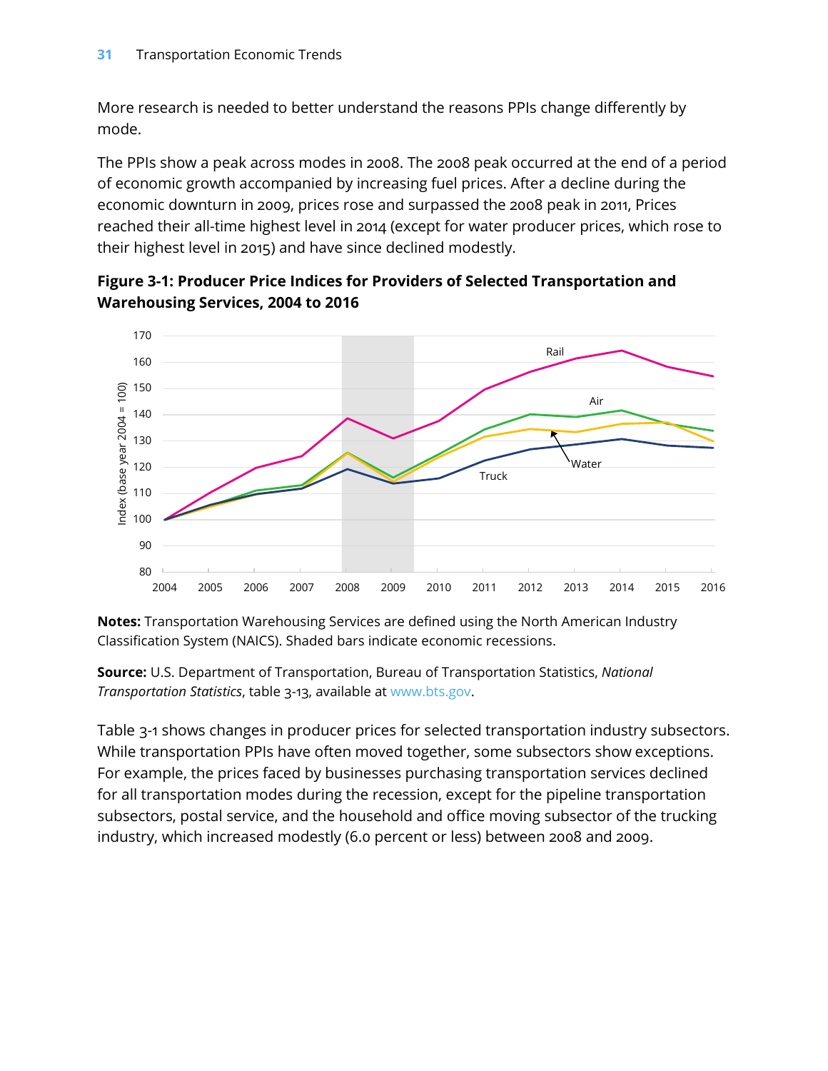More research is needed to better understand the reasons PPIs change differently by mode.

The PPIs show a peak across modes in 2008. The 2008 peak occurred at the end of a period of economic growth accompanied by increasing fuel prices. After a decline during the economic downturn in 2009, prices rose and surpassed the 2008 peak in 2011, Prices reached their all-time highest level in 2014 (except for water producer prices, which rose to their highest level in 2015) and have since declined modestly.

**Figure 3-1: Producer Price Indices for Providers of Selected Transportation and Warehousing Services, 2004 to 2016**

**Notes:** Transportation Warehousing Services are defined using the North American Industry Classification System (NAICS). Shaded bars indicate economic recessions.

**Source:** U.S. Department of Transportation, Bureau of Transportation Statistics, *National Transportation Statistics*, table 3-13, available at www.bts.gov.

Table 3-1 shows changes in producer prices for selected transportation industry subsectors. While transportation PPIs have often moved together, some subsectors show exceptions. For example, the prices faced by businesses purchasing transportation services declined for all transportation modes during the recession, except for the pipeline transportation subsectors, postal service, and the household and office moving subsector of the trucking industry, which increased modestly (6.0 percent or less) between 2008 and 2009.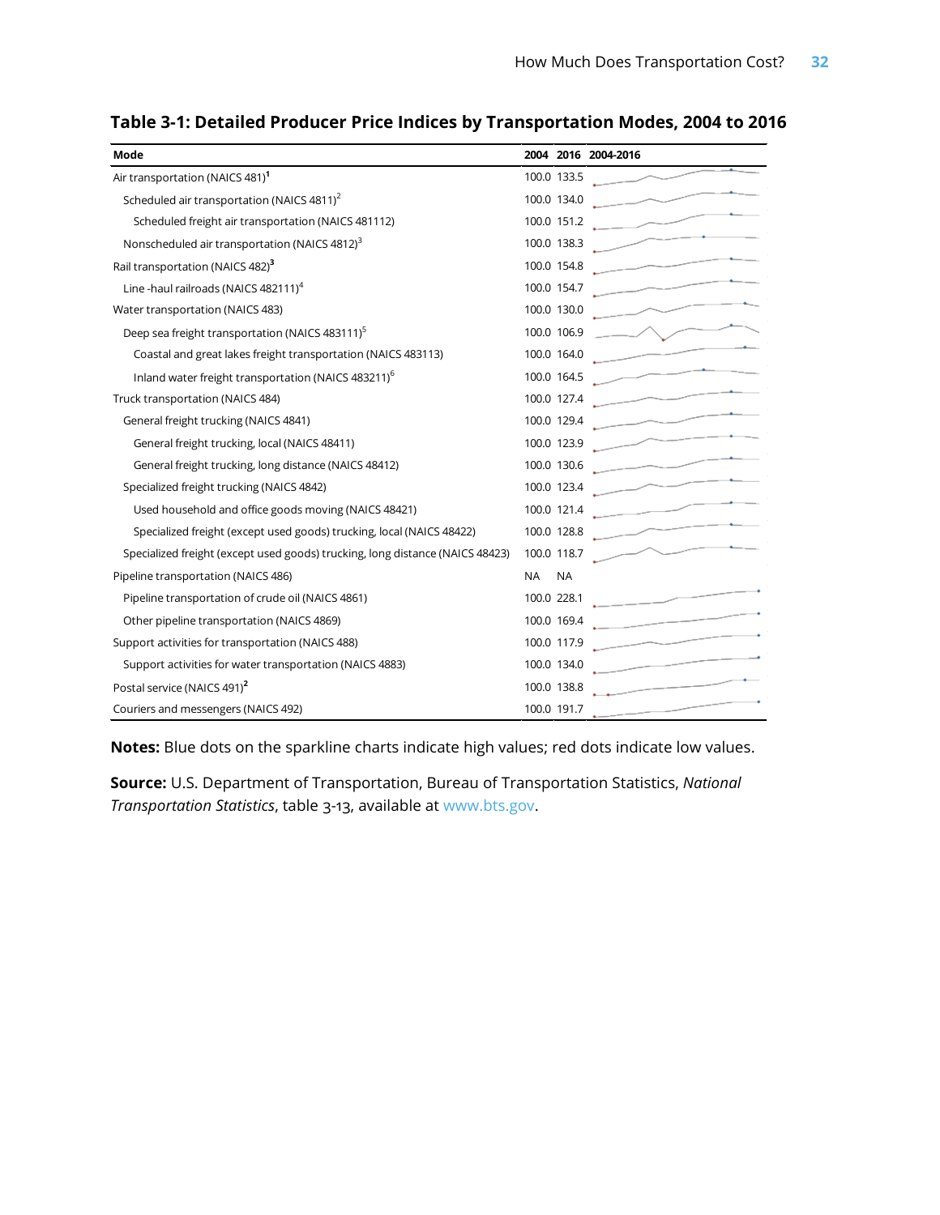**Table 3-1: Detailed Producer Price Indices by Transportation Modes, 2004 to 2016**

| Mode | 2004 | 2016 | 2004-2016 |
|---|---|---|---|
| Air transportation (NAICS 481)[1] | 100.0 | 133.5 | |
| Scheduled air transportation (NAICS 4811)[2] | 100.0 | 134.0 | |
| Scheduled freight air transportation (NAICS 481112) | 100.0 | 151.2 | |
| Nonscheduled air transportation (NAICS 4812)[3] | 100.0 | 138.3 | |
| Rail transportation (NAICS 482)[3] | 100.0 | 154.8 | |
| Line -haul railroads (NAICS 482111)[4] | 100.0 | 154.7 | |
| Water transportation (NAICS 483) | 100.0 | 130.0 | |
| Deep sea freight transportation (NAICS 483111)[5] | 100.0 | 106.9 | |
| Coastal and great lakes freight transportation (NAICS 483113) | 100.0 | 164.0 | |
| Inland water freight transportation (NAICS 483211)[6] | 100.0 | 164.5 | |
| Truck transportation (NAICS 484) | 100.0 | 127.4 | |
| General freight trucking (NAICS 4841) | 100.0 | 129.4 | |
| General freight trucking, local (NAICS 48411) | 100.0 | 123.9 | |
| General freight trucking, long distance (NAICS 48412) | 100.0 | 130.6 | |
| Specialized freight trucking (NAICS 4842) | 100.0 | 123.4 | |
| Used household and office goods moving (NAICS 48421) | 100.0 | 121.4 | |
| Specialized freight (except used goods) trucking, local (NAICS 48422) | 100.0 | 128.8 | |
| Specialized freight (except used goods) trucking, long distance (NAICS 48423) | 100.0 | 118.7 | |
| Pipeline transportation (NAICS 486) | NA | NA | |
| Pipeline transportation of crude oil (NAICS 4861) | 100.0 | 228.1 | |
| Other pipeline transportation (NAICS 4869) | 100.0 | 169.4 | |
| Support activities for transportation (NAICS 488) | 100.0 | 117.9 | |
| Support activities for water transportation (NAICS 4883) | 100.0 | 134.0 | |
| Postal service (NAICS 491)[2] | 100.0 | 138.8 | |
| Couriers and messengers (NAICS 492) | 100.0 | 191.7 | |

**Notes:** Blue dots on the sparkline charts indicate high values; red dots indicate low values.

**Source:** U.S. Department of Transportation, Bureau of Transportation Statistics, *National Transportation Statistics*, table 3-13, available at www.bts.gov.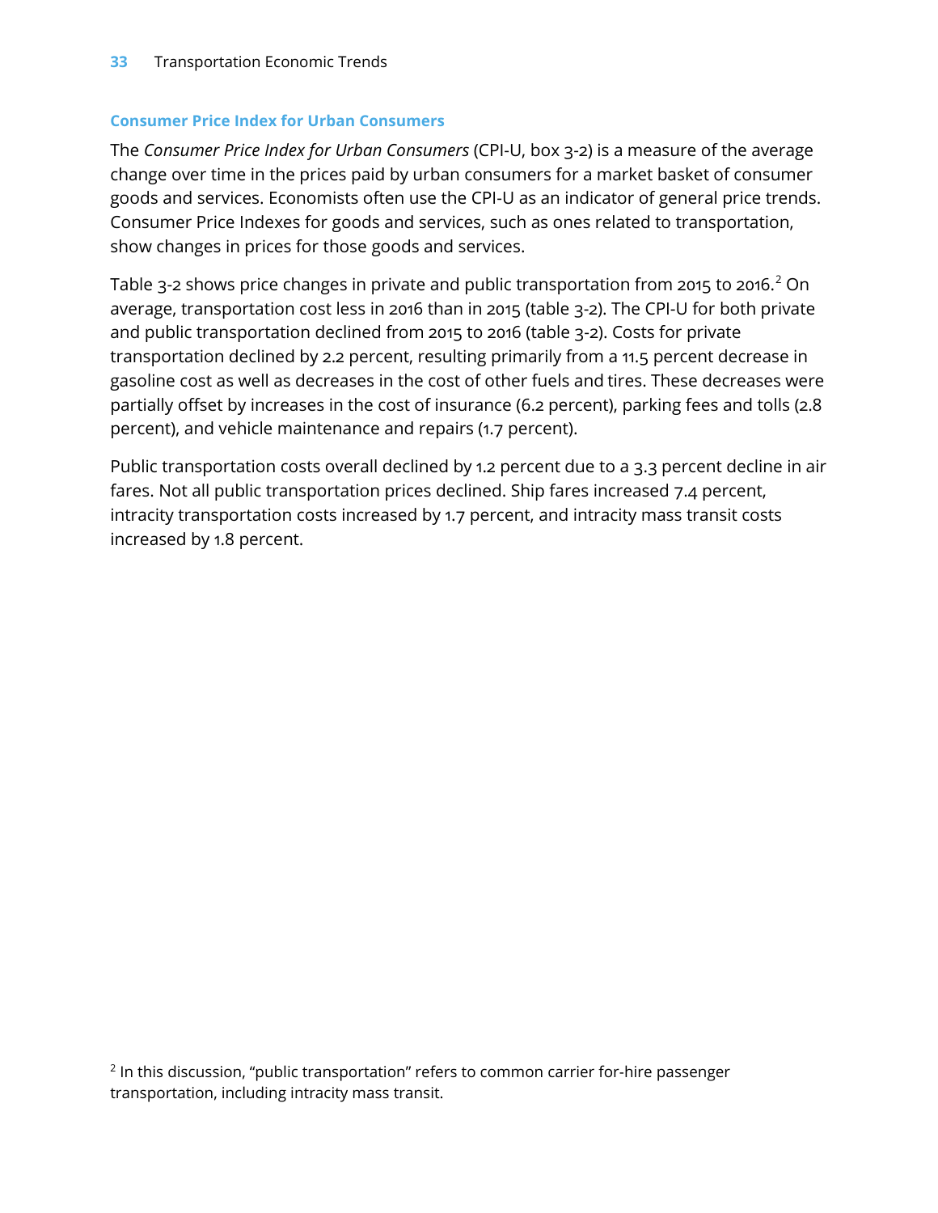### Consumer Price Index for Urban Consumers

The *Consumer Price Index for Urban Consumers* (CPI-U, box 3-2) is a measure of the average change over time in the prices paid by urban consumers for a market basket of consumer goods and services. Economists often use the CPI-U as an indicator of general price trends. Consumer Price Indexes for goods and services, such as ones related to transportation, show changes in prices for those goods and services.

Table 3-2 shows price changes in private and public transportation from 2015 to 2016.[2] On average, transportation cost less in 2016 than in 2015 (table 3-2). The CPI-U for both private and public transportation declined from 2015 to 2016 (table 3-2). Costs for private transportation declined by 2.2 percent, resulting primarily from a 11.5 percent decrease in gasoline cost as well as decreases in the cost of other fuels and tires. These decreases were partially offset by increases in the cost of insurance (6.2 percent), parking fees and tolls (2.8 percent), and vehicle maintenance and repairs (1.7 percent).

Public transportation costs overall declined by 1.2 percent due to a 3.3 percent decline in air fares. Not all public transportation prices declined. Ship fares increased 7.4 percent, intracity transportation costs increased by 1.7 percent, and intracity mass transit costs increased by 1.8 percent.

[2] In this discussion, "public transportation" refers to common carrier for-hire passenger transportation, including intracity mass transit.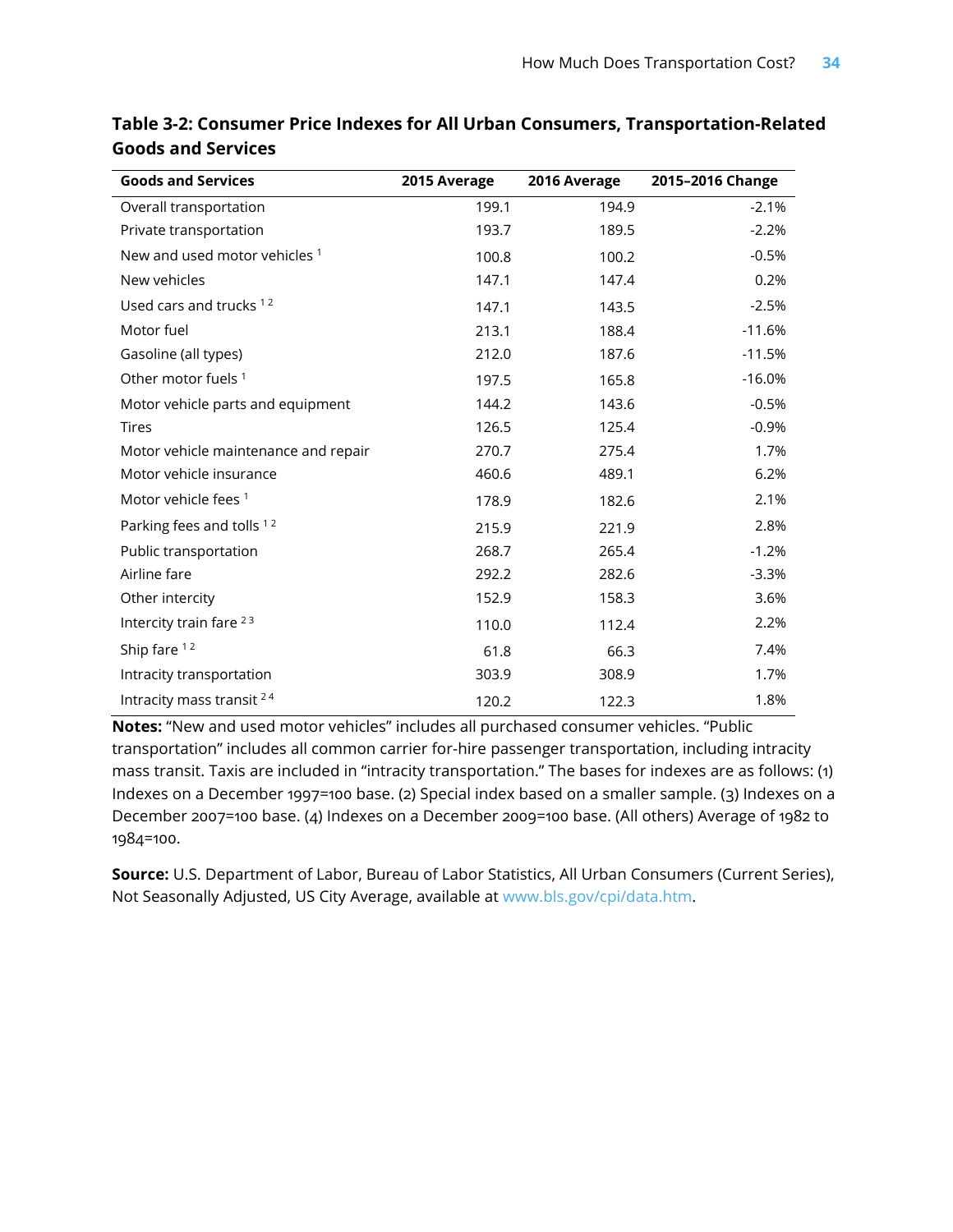**Table 3-2: Consumer Price Indexes for All Urban Consumers, Transportation-Related Goods and Services**

| Goods and Services | 2015 Average | 2016 Average | 2015–2016 Change |
|---|---|---|---|
| Overall transportation | 199.1 | 194.9 | -2.1% |
| Private transportation | 193.7 | 189.5 | -2.2% |
| New and used motor vehicles [1] | 100.8 | 100.2 | -0.5% |
| New vehicles | 147.1 | 147.4 | 0.2% |
| Used cars and trucks [1 2] | 147.1 | 143.5 | -2.5% |
| Motor fuel | 213.1 | 188.4 | -11.6% |
| Gasoline (all types) | 212.0 | 187.6 | -11.5% |
| Other motor fuels [1] | 197.5 | 165.8 | -16.0% |
| Motor vehicle parts and equipment | 144.2 | 143.6 | -0.5% |
| Tires | 126.5 | 125.4 | -0.9% |
| Motor vehicle maintenance and repair | 270.7 | 275.4 | 1.7% |
| Motor vehicle insurance | 460.6 | 489.1 | 6.2% |
| Motor vehicle fees [1] | 178.9 | 182.6 | 2.1% |
| Parking fees and tolls [1 2] | 215.9 | 221.9 | 2.8% |
| Public transportation | 268.7 | 265.4 | -1.2% |
| Airline fare | 292.2 | 282.6 | -3.3% |
| Other intercity | 152.9 | 158.3 | 3.6% |
| Intercity train fare [2 3] | 110.0 | 112.4 | 2.2% |
| Ship fare [1 2] | 61.8 | 66.3 | 7.4% |
| Intracity transportation | 303.9 | 308.9 | 1.7% |
| Intracity mass transit [2 4] | 120.2 | 122.3 | 1.8% |

**Notes:** "New and used motor vehicles" includes all purchased consumer vehicles. "Public transportation" includes all common carrier for-hire passenger transportation, including intracity mass transit. Taxis are included in "intracity transportation." The bases for indexes are as follows: (1) Indexes on a December 1997=100 base. (2) Special index based on a smaller sample. (3) Indexes on a December 2007=100 base. (4) Indexes on a December 2009=100 base. (All others) Average of 1982 to 1984=100.

**Source:** U.S. Department of Labor, Bureau of Labor Statistics, All Urban Consumers (Current Series), Not Seasonally Adjusted, US City Average, available at www.bls.gov/cpi/data.htm.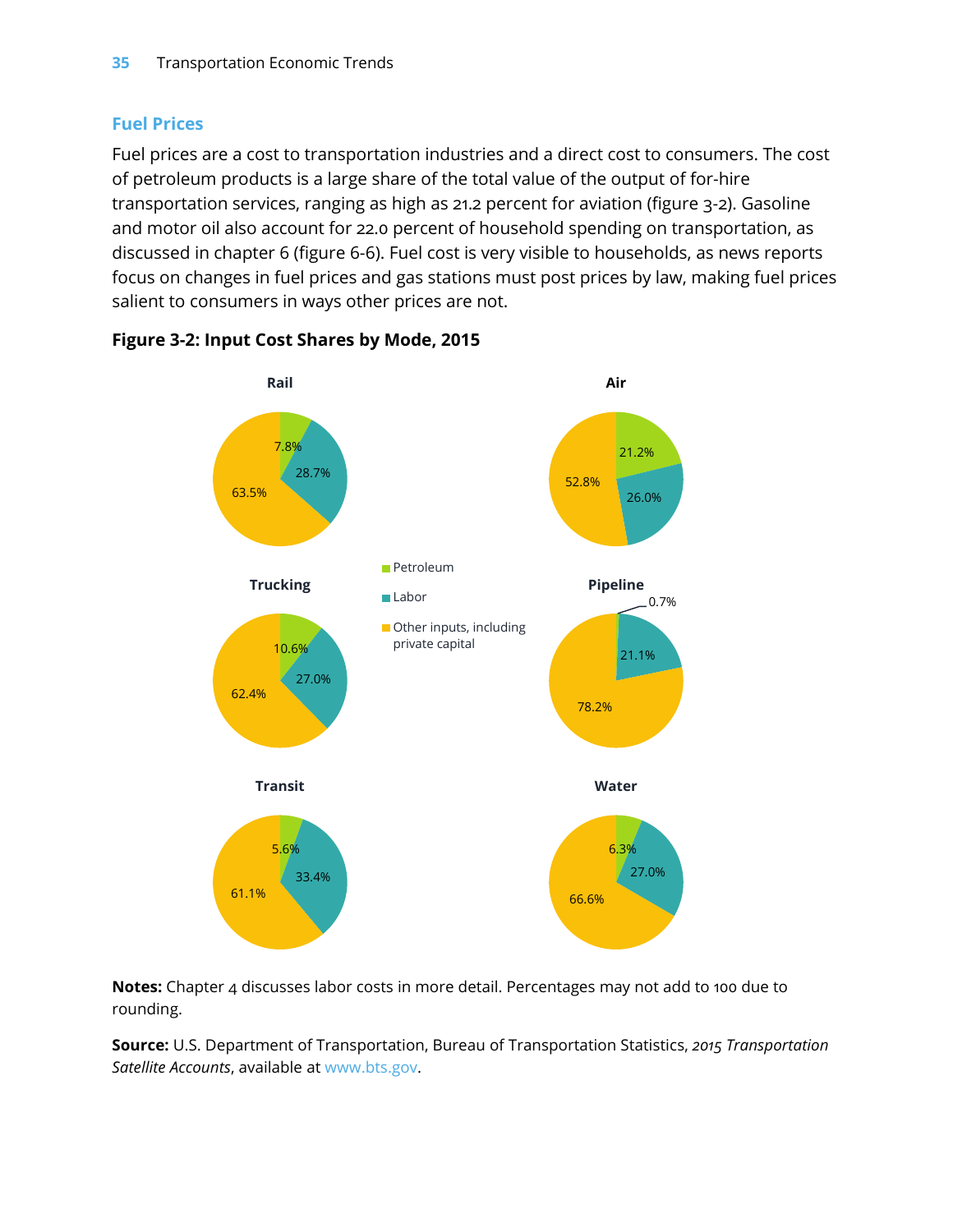## Fuel Prices

Fuel prices are a cost to transportation industries and a direct cost to consumers. The cost of petroleum products is a large share of the total value of the output of for-hire transportation services, ranging as high as 21.2 percent for aviation (figure 3-2). Gasoline and motor oil also account for 22.0 percent of household spending on transportation, as discussed in chapter 6 (figure 6-6). Fuel cost is very visible to households, as news reports focus on changes in fuel prices and gas stations must post prices by law, making fuel prices salient to consumers in ways other prices are not.

**Figure 3-2: Input Cost Shares by Mode, 2015**

| Mode | Petroleum | Labor | Other inputs, including private capital |
|---|---|---|---|
| Rail | 7.8% | 28.7% | 63.5% |
| Air | 21.2% | 26.0% | 52.8% |
| Trucking | 10.6% | 27.0% | 62.4% |
| Pipeline | 0.7% | 21.1% | 78.2% |
| Transit | 5.6% | 33.4% | 61.1% |
| Water | 6.3% | 27.0% | 66.6% |

**Notes:** Chapter 4 discusses labor costs in more detail. Percentages may not add to 100 due to rounding.

**Source:** U.S. Department of Transportation, Bureau of Transportation Statistics, *2015 Transportation Satellite Accounts*, available at www.bts.gov.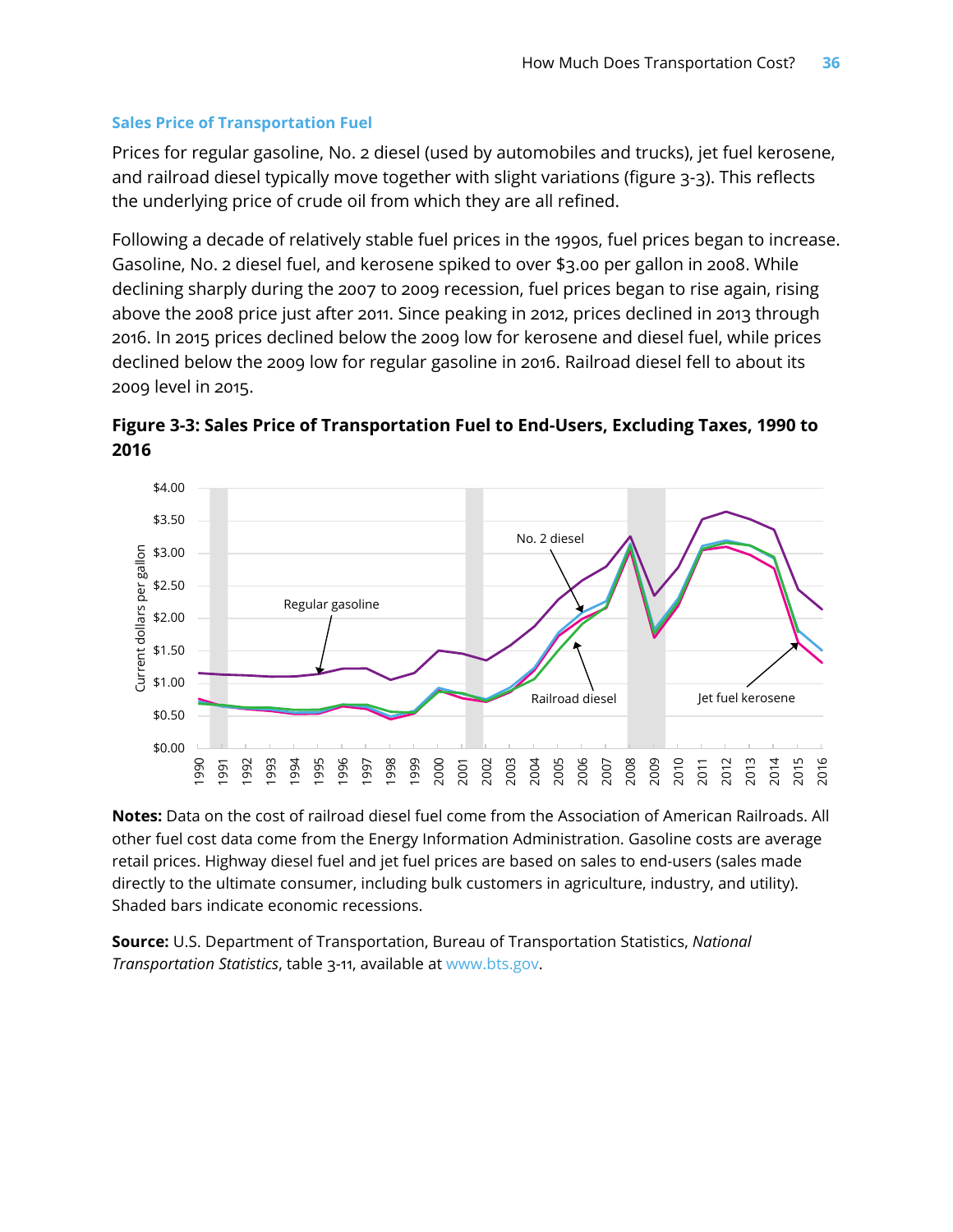### Sales Price of Transportation Fuel

Prices for regular gasoline, No. 2 diesel (used by automobiles and trucks), jet fuel kerosene, and railroad diesel typically move together with slight variations (figure 3-3). This reflects the underlying price of crude oil from which they are all refined.

Following a decade of relatively stable fuel prices in the 1990s, fuel prices began to increase. Gasoline, No. 2 diesel fuel, and kerosene spiked to over $3.00 per gallon in 2008. While declining sharply during the 2007 to 2009 recession, fuel prices began to rise again, rising above the 2008 price just after 2011. Since peaking in 2012, prices declined in 2013 through 2016. In 2015 prices declined below the 2009 low for kerosene and diesel fuel, while prices declined below the 2009 low for regular gasoline in 2016. Railroad diesel fell to about its 2009 level in 2015.

**Figure 3-3: Sales Price of Transportation Fuel to End-Users, Excluding Taxes, 1990 to 2016**

**Notes:** Data on the cost of railroad diesel fuel come from the Association of American Railroads. All other fuel cost data come from the Energy Information Administration. Gasoline costs are average retail prices. Highway diesel fuel and jet fuel prices are based on sales to end-users (sales made directly to the ultimate consumer, including bulk customers in agriculture, industry, and utility). Shaded bars indicate economic recessions.

**Source:** U.S. Department of Transportation, Bureau of Transportation Statistics, *National Transportation Statistics*, table 3-11, available at www.bts.gov.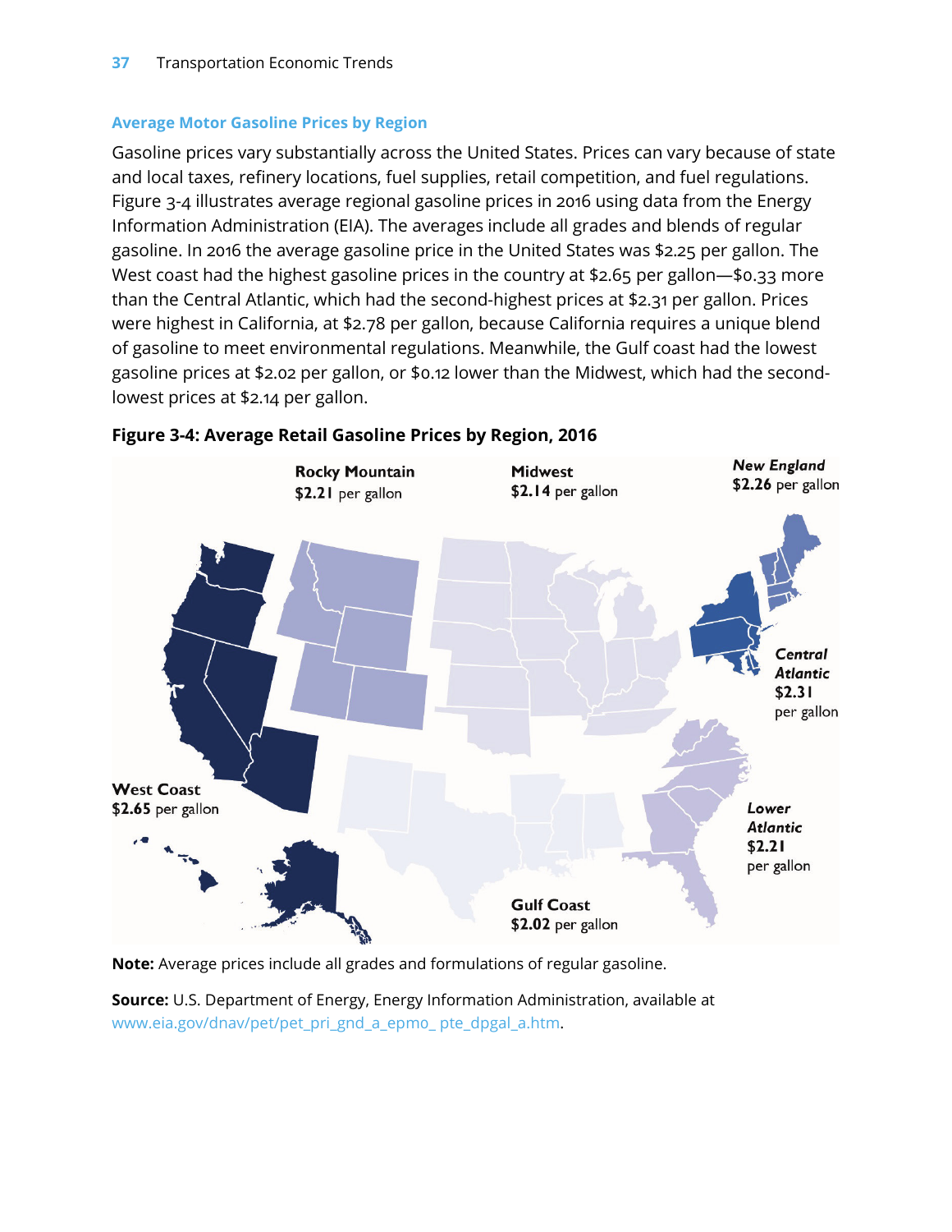### Average Motor Gasoline Prices by Region

Gasoline prices vary substantially across the United States. Prices can vary because of state and local taxes, refinery locations, fuel supplies, retail competition, and fuel regulations. Figure 3-4 illustrates average regional gasoline prices in 2016 using data from the Energy Information Administration (EIA). The averages include all grades and blends of regular gasoline. In 2016 the average gasoline price in the United States was $2.25 per gallon. The West coast had the highest gasoline prices in the country at $2.65 per gallon—$0.33 more than the Central Atlantic, which had the second-highest prices at $2.31 per gallon. Prices were highest in California, at $2.78 per gallon, because California requires a unique blend of gasoline to meet environmental regulations. Meanwhile, the Gulf coast had the lowest gasoline prices at $2.02 per gallon, or $0.12 lower than the Midwest, which had the second-lowest prices at $2.14 per gallon.

**Figure 3-4: Average Retail Gasoline Prices by Region, 2016**

Rocky Mountain **$2.21** per gallon

Midwest **$2.14** per gallon

*New England* **$2.26** per gallon

*Central Atlantic* **$2.31** per gallon

West Coast **$2.65** per gallon

*Lower Atlantic* **$2.21** per gallon

Gulf Coast **$2.02** per gallon

**Note:** Average prices include all grades and formulations of regular gasoline.

**Source:** U.S. Department of Energy, Energy Information Administration, available at www.eia.gov/dnav/pet/pet_pri_gnd_a_epmo_ pte_dpgal_a.htm.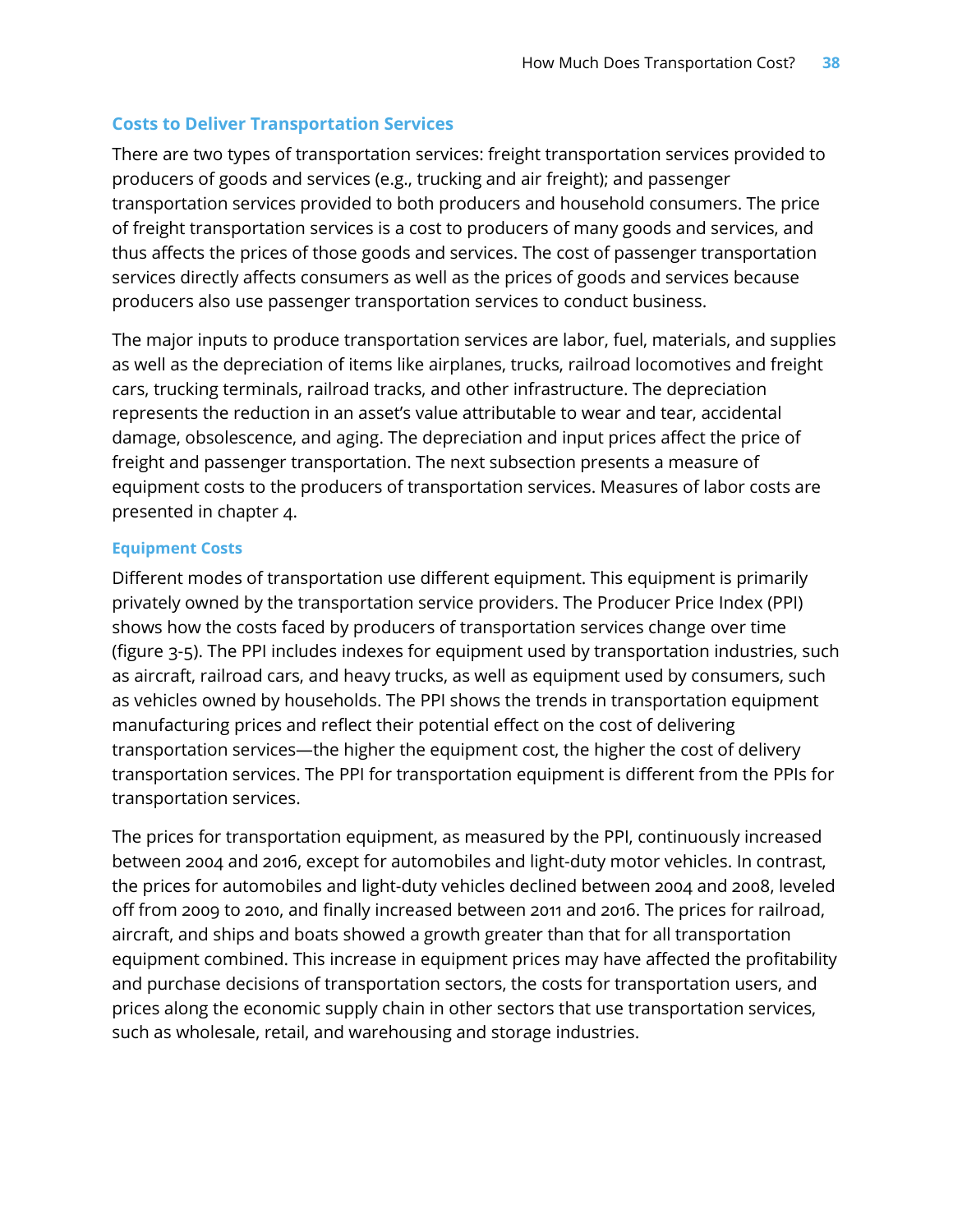## Costs to Deliver Transportation Services

There are two types of transportation services: freight transportation services provided to producers of goods and services (e.g., trucking and air freight); and passenger transportation services provided to both producers and household consumers. The price of freight transportation services is a cost to producers of many goods and services, and thus affects the prices of those goods and services. The cost of passenger transportation services directly affects consumers as well as the prices of goods and services because producers also use passenger transportation services to conduct business.

The major inputs to produce transportation services are labor, fuel, materials, and supplies as well as the depreciation of items like airplanes, trucks, railroad locomotives and freight cars, trucking terminals, railroad tracks, and other infrastructure. The depreciation represents the reduction in an asset's value attributable to wear and tear, accidental damage, obsolescence, and aging. The depreciation and input prices affect the price of freight and passenger transportation. The next subsection presents a measure of equipment costs to the producers of transportation services. Measures of labor costs are presented in chapter 4.

### Equipment Costs

Different modes of transportation use different equipment. This equipment is primarily privately owned by the transportation service providers. The Producer Price Index (PPI) shows how the costs faced by producers of transportation services change over time (figure 3-5). The PPI includes indexes for equipment used by transportation industries, such as aircraft, railroad cars, and heavy trucks, as well as equipment used by consumers, such as vehicles owned by households. The PPI shows the trends in transportation equipment manufacturing prices and reflect their potential effect on the cost of delivering transportation services—the higher the equipment cost, the higher the cost of delivery transportation services. The PPI for transportation equipment is different from the PPIs for transportation services.

The prices for transportation equipment, as measured by the PPI, continuously increased between 2004 and 2016, except for automobiles and light-duty motor vehicles. In contrast, the prices for automobiles and light-duty vehicles declined between 2004 and 2008, leveled off from 2009 to 2010, and finally increased between 2011 and 2016. The prices for railroad, aircraft, and ships and boats showed a growth greater than that for all transportation equipment combined. This increase in equipment prices may have affected the profitability and purchase decisions of transportation sectors, the costs for transportation users, and prices along the economic supply chain in other sectors that use transportation services, such as wholesale, retail, and warehousing and storage industries.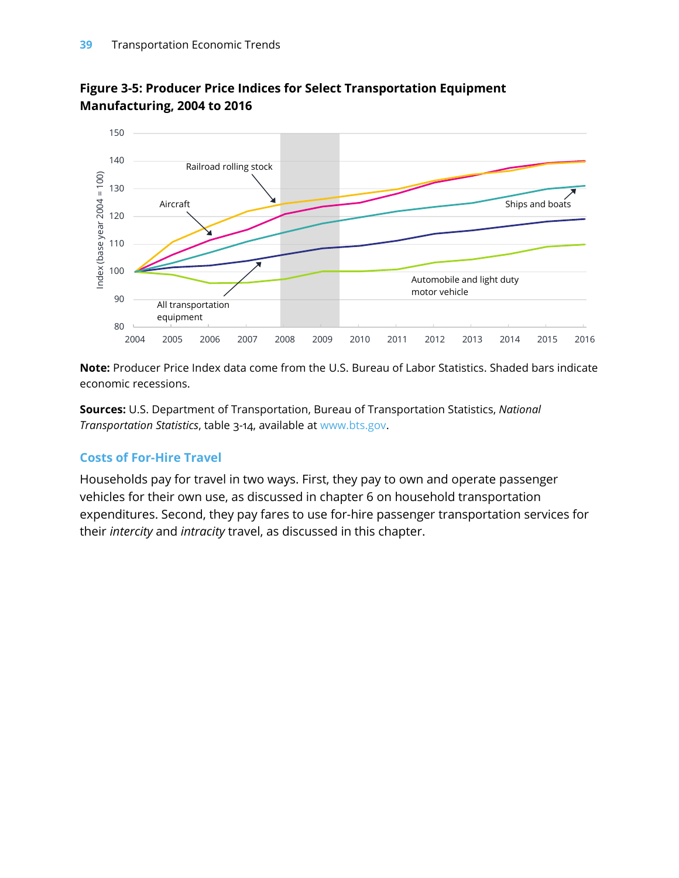**Figure 3-5: Producer Price Indices for Select Transportation Equipment Manufacturing, 2004 to 2016**

**Note:** Producer Price Index data come from the U.S. Bureau of Labor Statistics. Shaded bars indicate economic recessions.

**Sources:** U.S. Department of Transportation, Bureau of Transportation Statistics, *National Transportation Statistics*, table 3-14, available at www.bts.gov.

## Costs of For-Hire Travel

Households pay for travel in two ways. First, they pay to own and operate passenger vehicles for their own use, as discussed in chapter 6 on household transportation expenditures. Second, they pay fares to use for-hire passenger transportation services for their *intercity* and *intracity* travel, as discussed in this chapter.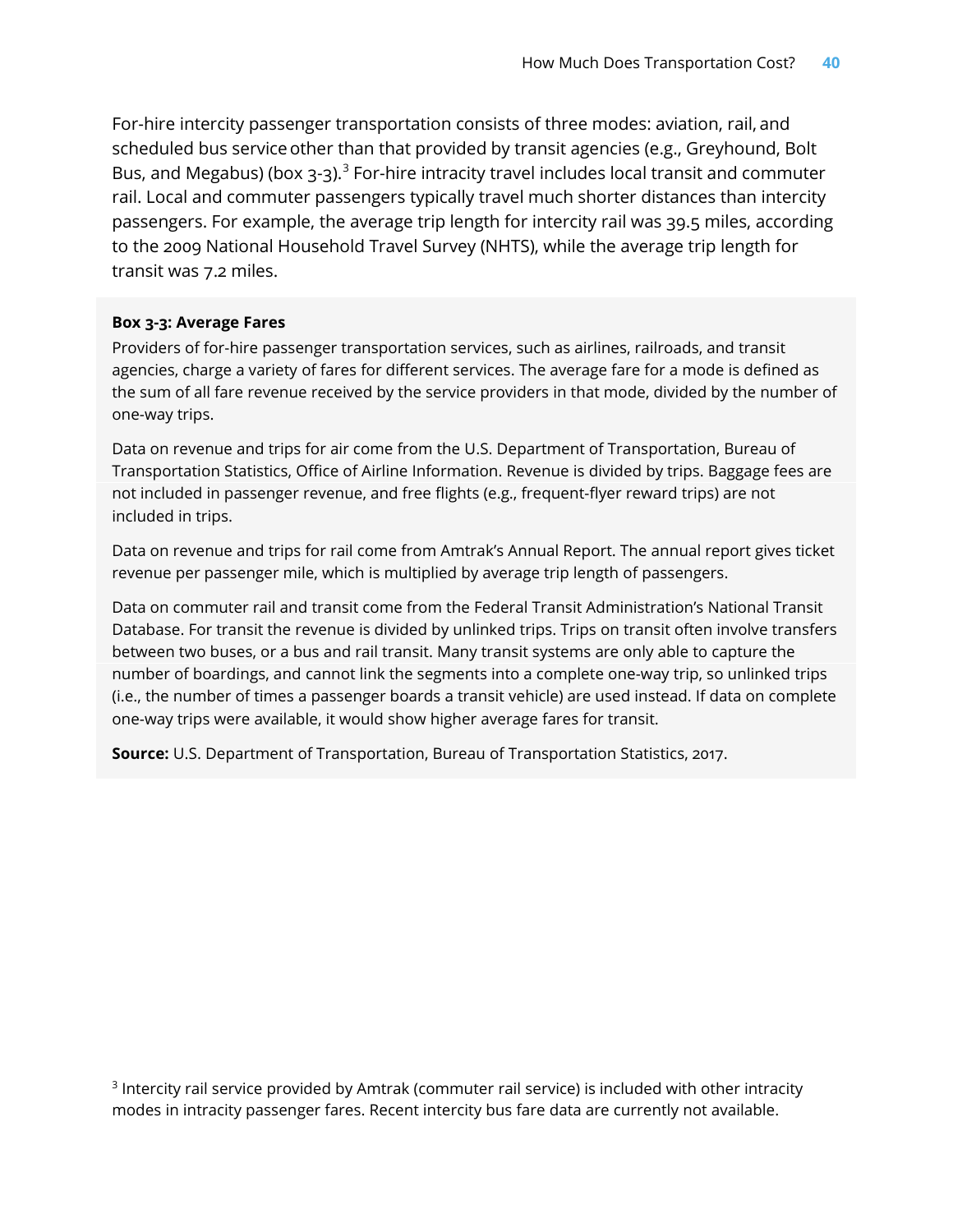For-hire intercity passenger transportation consists of three modes: aviation, rail, and scheduled bus service other than that provided by transit agencies (e.g., Greyhound, Bolt Bus, and Megabus) (box 3-3).[3] For-hire intracity travel includes local transit and commuter rail. Local and commuter passengers typically travel much shorter distances than intercity passengers. For example, the average trip length for intercity rail was 39.5 miles, according to the 2009 National Household Travel Survey (NHTS), while the average trip length for transit was 7.2 miles.

**Box 3-3: Average Fares**

Providers of for-hire passenger transportation services, such as airlines, railroads, and transit agencies, charge a variety of fares for different services. The average fare for a mode is defined as the sum of all fare revenue received by the service providers in that mode, divided by the number of one-way trips.

Data on revenue and trips for air come from the U.S. Department of Transportation, Bureau of Transportation Statistics, Office of Airline Information. Revenue is divided by trips. Baggage fees are not included in passenger revenue, and free flights (e.g., frequent-flyer reward trips) are not included in trips.

Data on revenue and trips for rail come from Amtrak's Annual Report. The annual report gives ticket revenue per passenger mile, which is multiplied by average trip length of passengers.

Data on commuter rail and transit come from the Federal Transit Administration's National Transit Database. For transit the revenue is divided by unlinked trips. Trips on transit often involve transfers between two buses, or a bus and rail transit. Many transit systems are only able to capture the number of boardings, and cannot link the segments into a complete one-way trip, so unlinked trips (i.e., the number of times a passenger boards a transit vehicle) are used instead. If data on complete one-way trips were available, it would show higher average fares for transit.

**Source:** U.S. Department of Transportation, Bureau of Transportation Statistics, 2017.

[3] Intercity rail service provided by Amtrak (commuter rail service) is included with other intracity modes in intracity passenger fares. Recent intercity bus fare data are currently not available.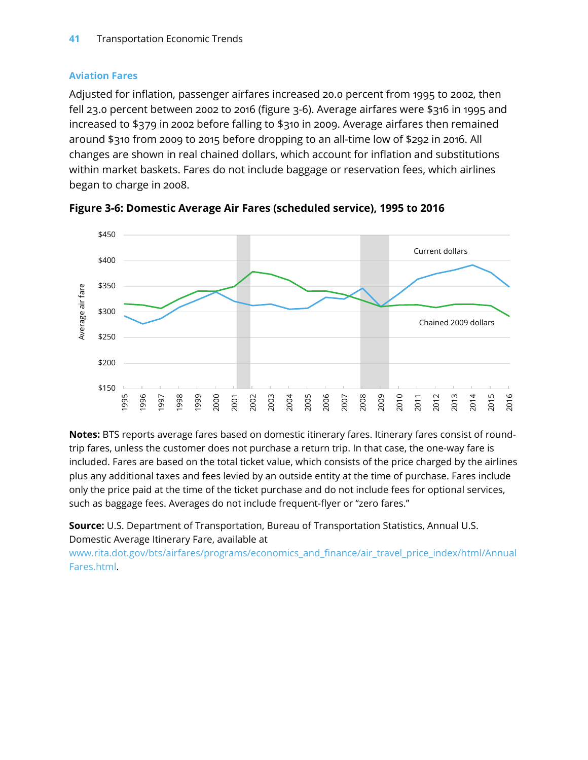### Aviation Fares

Adjusted for inflation, passenger airfares increased 20.0 percent from 1995 to 2002, then fell 23.0 percent between 2002 to 2016 (figure 3-6). Average airfares were $316 in 1995 and increased to $379 in 2002 before falling to $310 in 2009. Average airfares then remained around $310 from 2009 to 2015 before dropping to an all-time low of $292 in 2016. All changes are shown in real chained dollars, which account for inflation and substitutions within market baskets. Fares do not include baggage or reservation fees, which airlines began to charge in 2008.

**Figure 3-6: Domestic Average Air Fares (scheduled service), 1995 to 2016**

**Notes:** BTS reports average fares based on domestic itinerary fares. Itinerary fares consist of round-trip fares, unless the customer does not purchase a return trip. In that case, the one-way fare is included. Fares are based on the total ticket value, which consists of the price charged by the airlines plus any additional taxes and fees levied by an outside entity at the time of purchase. Fares include only the price paid at the time of the ticket purchase and do not include fees for optional services, such as baggage fees. Averages do not include frequent-flyer or "zero fares."

**Source:** U.S. Department of Transportation, Bureau of Transportation Statistics, Annual U.S. Domestic Average Itinerary Fare, available at www.rita.dot.gov/bts/airfares/programs/economics_and_finance/air_travel_price_index/html/AnnualFares.html.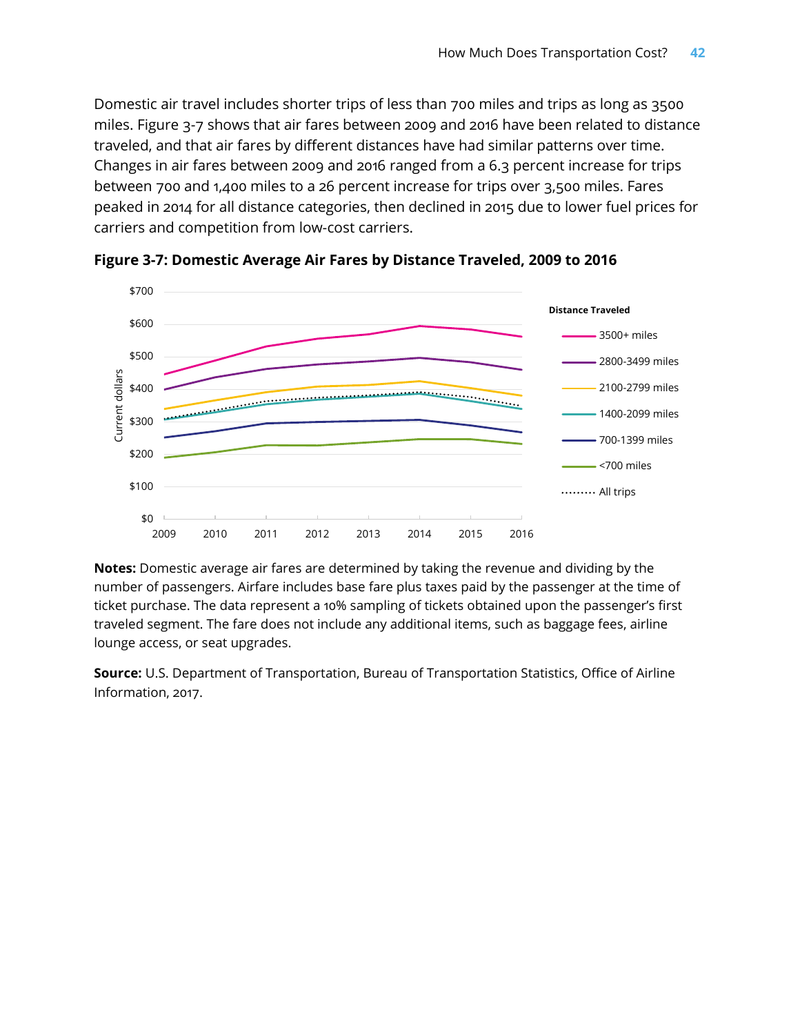Domestic air travel includes shorter trips of less than 700 miles and trips as long as 3500 miles. Figure 3-7 shows that air fares between 2009 and 2016 have been related to distance traveled, and that air fares by different distances have had similar patterns over time. Changes in air fares between 2009 and 2016 ranged from a 6.3 percent increase for trips between 700 and 1,400 miles to a 26 percent increase for trips over 3,500 miles. Fares peaked in 2014 for all distance categories, then declined in 2015 due to lower fuel prices for carriers and competition from low-cost carriers.

**Figure 3-7: Domestic Average Air Fares by Distance Traveled, 2009 to 2016**

**Notes:** Domestic average air fares are determined by taking the revenue and dividing by the number of passengers. Airfare includes base fare plus taxes paid by the passenger at the time of ticket purchase. The data represent a 10% sampling of tickets obtained upon the passenger's first traveled segment. The fare does not include any additional items, such as baggage fees, airline lounge access, or seat upgrades.

**Source:** U.S. Department of Transportation, Bureau of Transportation Statistics, Office of Airline Information, 2017.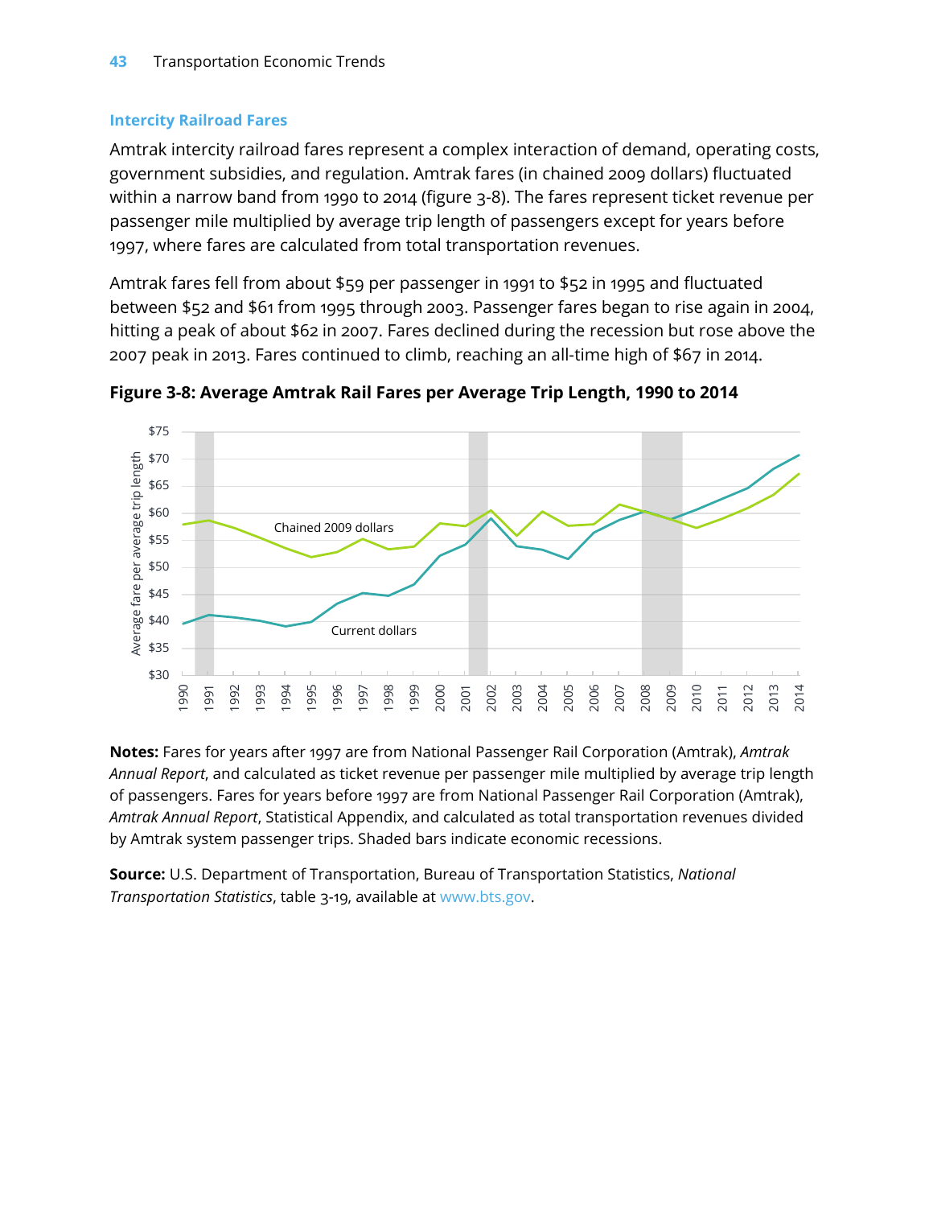### Intercity Railroad Fares

Amtrak intercity railroad fares represent a complex interaction of demand, operating costs, government subsidies, and regulation. Amtrak fares (in chained 2009 dollars) fluctuated within a narrow band from 1990 to 2014 (figure 3-8). The fares represent ticket revenue per passenger mile multiplied by average trip length of passengers except for years before 1997, where fares are calculated from total transportation revenues.

Amtrak fares fell from about $59 per passenger in 1991 to $52 in 1995 and fluctuated between $52 and $61 from 1995 through 2003. Passenger fares began to rise again in 2004, hitting a peak of about $62 in 2007. Fares declined during the recession but rose above the 2007 peak in 2013. Fares continued to climb, reaching an all-time high of $67 in 2014.

**Figure 3-8: Average Amtrak Rail Fares per Average Trip Length, 1990 to 2014**

**Notes:** Fares for years after 1997 are from National Passenger Rail Corporation (Amtrak), *Amtrak Annual Report*, and calculated as ticket revenue per passenger mile multiplied by average trip length of passengers. Fares for years before 1997 are from National Passenger Rail Corporation (Amtrak), *Amtrak Annual Report*, Statistical Appendix, and calculated as total transportation revenues divided by Amtrak system passenger trips. Shaded bars indicate economic recessions.

**Source:** U.S. Department of Transportation, Bureau of Transportation Statistics, *National Transportation Statistics*, table 3-19, available at www.bts.gov.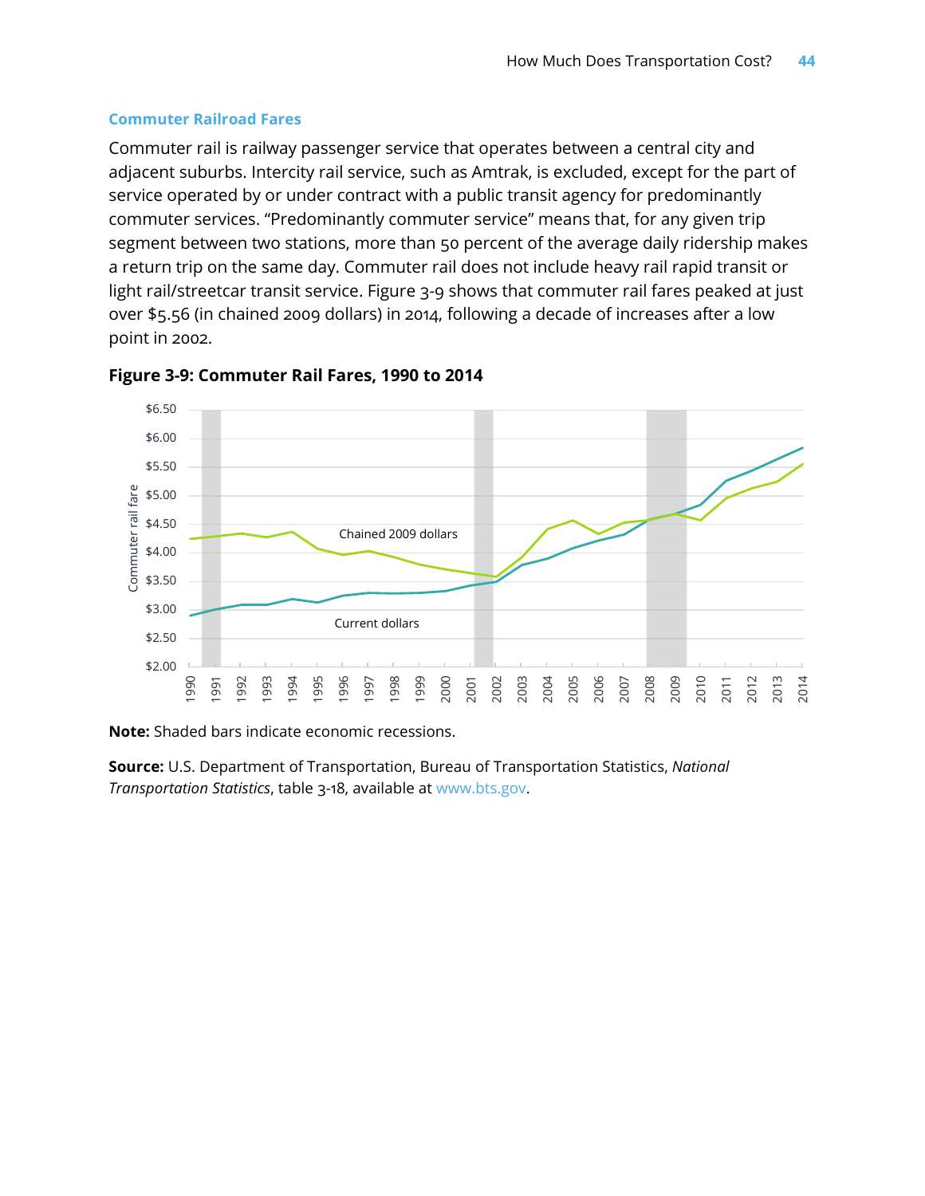## Commuter Railroad Fares

Commuter rail is railway passenger service that operates between a central city and adjacent suburbs. Intercity rail service, such as Amtrak, is excluded, except for the part of service operated by or under contract with a public transit agency for predominantly commuter services. "Predominantly commuter service" means that, for any given trip segment between two stations, more than 50 percent of the average daily ridership makes a return trip on the same day. Commuter rail does not include heavy rail rapid transit or light rail/streetcar transit service. Figure 3-9 shows that commuter rail fares peaked at just over $5.56 (in chained 2009 dollars) in 2014, following a decade of increases after a low point in 2002.

**Figure 3-9: Commuter Rail Fares, 1990 to 2014**

**Note:** Shaded bars indicate economic recessions.

**Source:** U.S. Department of Transportation, Bureau of Transportation Statistics, *National Transportation Statistics*, table 3-18, available at www.bts.gov.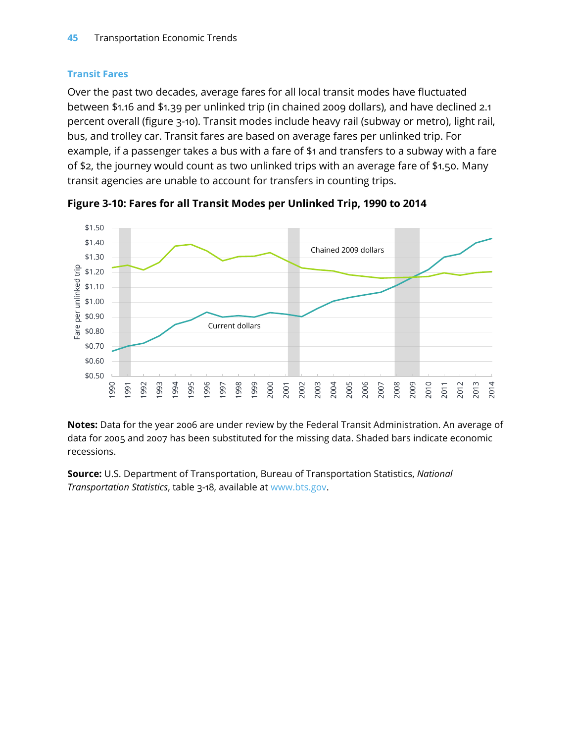## Transit Fares

Over the past two decades, average fares for all local transit modes have fluctuated between $1.16 and $1.39 per unlinked trip (in chained 2009 dollars), and have declined 2.1 percent overall (figure 3-10). Transit modes include heavy rail (subway or metro), light rail, bus, and trolley car. Transit fares are based on average fares per unlinked trip. For example, if a passenger takes a bus with a fare of $1 and transfers to a subway with a fare of $2, the journey would count as two unlinked trips with an average fare of $1.50. Many transit agencies are unable to account for transfers in counting trips.

**Figure 3-10: Fares for all Transit Modes per Unlinked Trip, 1990 to 2014**

Fare per unlinked trip

$1.50
$1.40
$1.30
$1.20
$1.10
$1.00
$0.90
$0.80
$0.70
$0.60
$0.50

1990 1991 1992 1993 1994 1995 1996 1997 1998 1999 2000 2001 2002 2003 2004 2005 2006 2007 2008 2009 2010 2011 2012 2013 2014

Chained 2009 dollars

Current dollars

**Notes:** Data for the year 2006 are under review by the Federal Transit Administration. An average of data for 2005 and 2007 has been substituted for the missing data. Shaded bars indicate economic recessions.

**Source:** U.S. Department of Transportation, Bureau of Transportation Statistics, *National Transportation Statistics*, table 3-18, available at www.bts.gov.